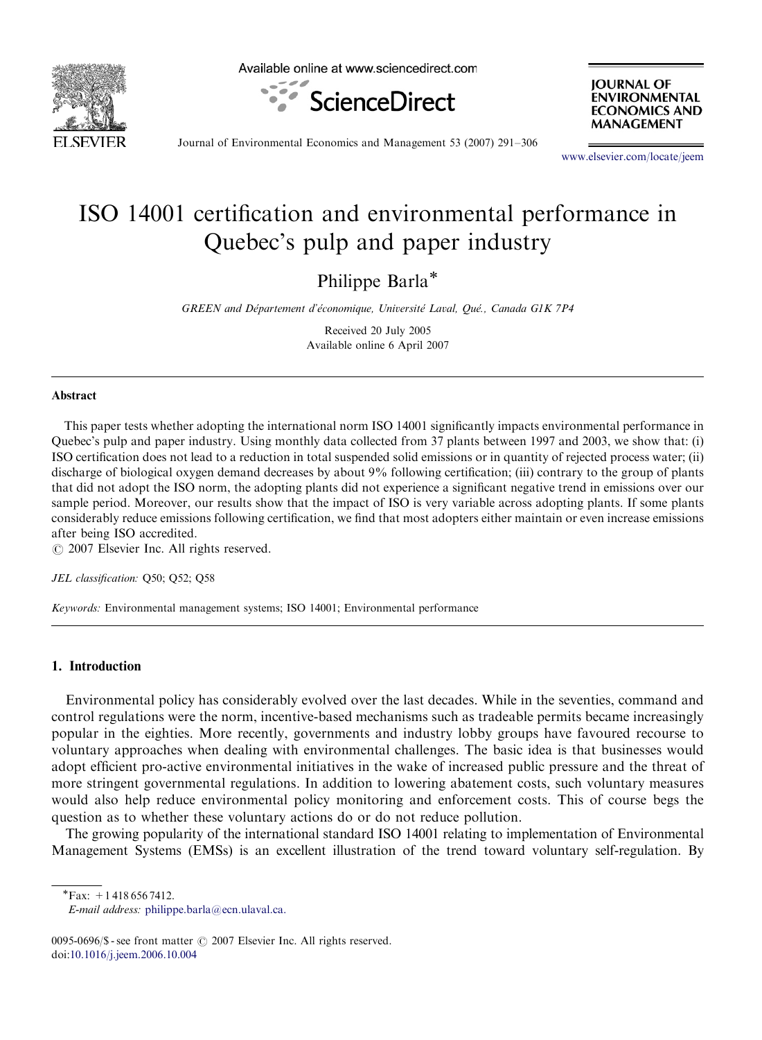# ISO 14001 certification and environmental performance in Quebec's pulp and paper industry

Philippe Barla*

*GREEN and Département d'économique, Université Laval, Qué., Canada G1K 7P4*

Received 20 July 2005
Available online 6 April 2007

## Abstract

This paper tests whether adopting the international norm ISO 14001 significantly impacts environmental performance in Quebec's pulp and paper industry. Using monthly data collected from 37 plants between 1997 and 2003, we show that: (i) ISO certification does not lead to a reduction in total suspended solid emissions or in quantity of rejected process water; (ii) discharge of biological oxygen demand decreases by about 9% following certification; (iii) contrary to the group of plants that did not adopt the ISO norm, the adopting plants did not experience a significant negative trend in emissions over our sample period. Moreover, our results show that the impact of ISO is very variable across adopting plants. If some plants considerably reduce emissions following certification, we find that most adopters either maintain or even increase emissions after being ISO accredited.

© 2007 Elsevier Inc. All rights reserved.

*JEL classification:* Q50; Q52; Q58

*Keywords:* Environmental management systems; ISO 14001; Environmental performance

## 1. Introduction

Environmental policy has considerably evolved over the last decades. While in the seventies, command and control regulations were the norm, incentive-based mechanisms such as tradeable permits became increasingly popular in the eighties. More recently, governments and industry lobby groups have favoured recourse to voluntary approaches when dealing with environmental challenges. The basic idea is that businesses would adopt efficient pro-active environmental initiatives in the wake of increased public pressure and the threat of more stringent governmental regulations. In addition to lowering abatement costs, such voluntary measures would also help reduce environmental policy monitoring and enforcement costs. This of course begs the question as to whether these voluntary actions do or do not reduce pollution.

The growing popularity of the international standard ISO 14001 relating to implementation of Environmental Management Systems (EMSs) is an excellent illustration of the trend toward voluntary self-regulation. By

---

*Fax: +1 418 656 7412.
*E-mail address:* philippe.barla@ecn.ulaval.ca.

0095-0696/$ - see front matter © 2007 Elsevier Inc. All rights reserved.
doi:10.1016/j.jeem.2006.10.004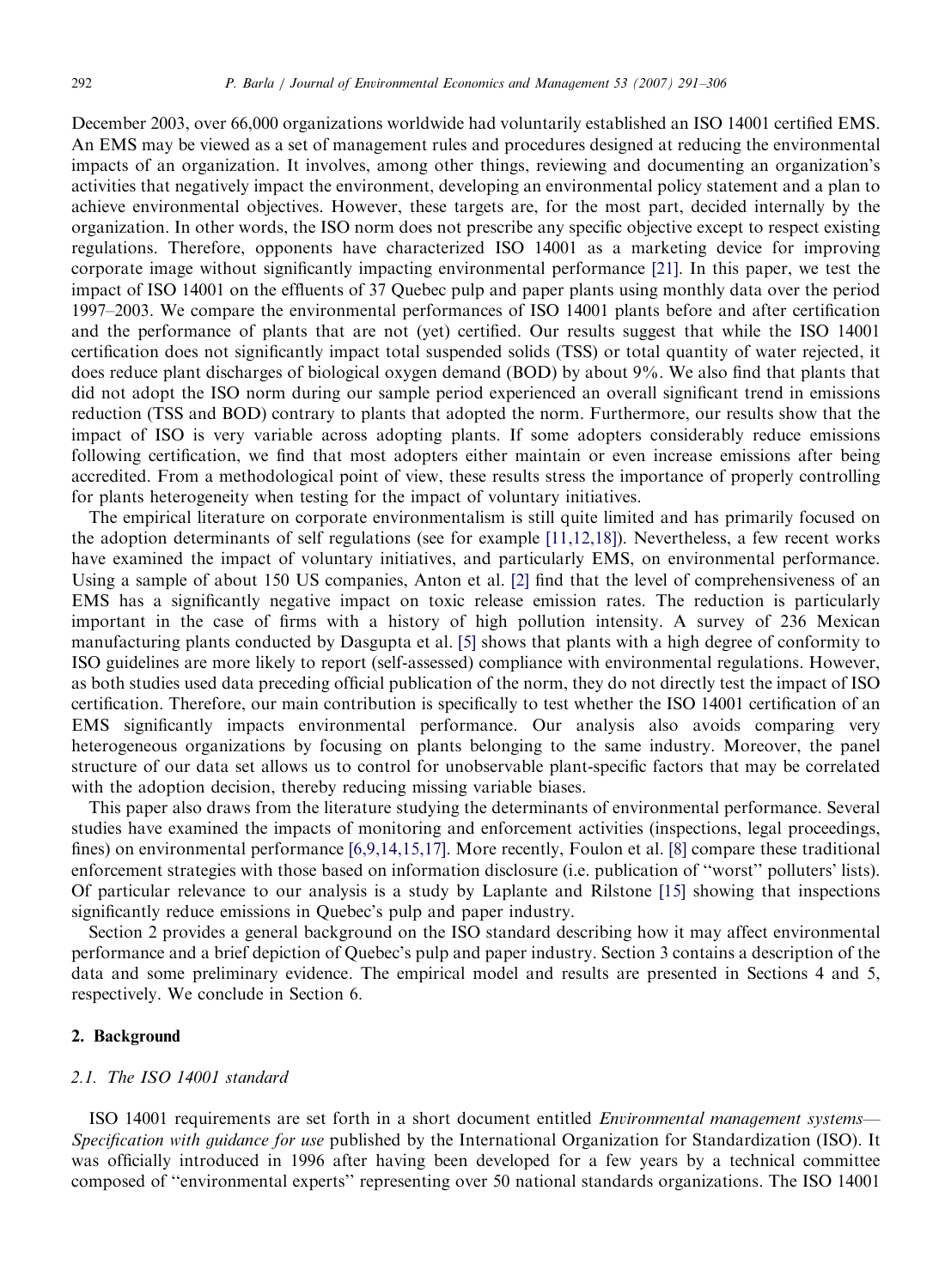December 2003, over 66,000 organizations worldwide had voluntarily established an ISO 14001 certified EMS. An EMS may be viewed as a set of management rules and procedures designed at reducing the environmental impacts of an organization. It involves, among other things, reviewing and documenting an organization's activities that negatively impact the environment, developing an environmental policy statement and a plan to achieve environmental objectives. However, these targets are, for the most part, decided internally by the organization. In other words, the ISO norm does not prescribe any specific objective except to respect existing regulations. Therefore, opponents have characterized ISO 14001 as a marketing device for improving corporate image without significantly impacting environmental performance [21]. In this paper, we test the impact of ISO 14001 on the effluents of 37 Quebec pulp and paper plants using monthly data over the period 1997–2003. We compare the environmental performances of ISO 14001 plants before and after certification and the performance of plants that are not (yet) certified. Our results suggest that while the ISO 14001 certification does not significantly impact total suspended solids (TSS) or total quantity of water rejected, it does reduce plant discharges of biological oxygen demand (BOD) by about 9%. We also find that plants that did not adopt the ISO norm during our sample period experienced an overall significant trend in emissions reduction (TSS and BOD) contrary to plants that adopted the norm. Furthermore, our results show that the impact of ISO is very variable across adopting plants. If some adopters considerably reduce emissions following certification, we find that most adopters either maintain or even increase emissions after being accredited. From a methodological point of view, these results stress the importance of properly controlling for plants heterogeneity when testing for the impact of voluntary initiatives.

The empirical literature on corporate environmentalism is still quite limited and has primarily focused on the adoption determinants of self regulations (see for example [11,12,18]). Nevertheless, a few recent works have examined the impact of voluntary initiatives, and particularly EMS, on environmental performance. Using a sample of about 150 US companies, Anton et al. [2] find that the level of comprehensiveness of an EMS has a significantly negative impact on toxic release emission rates. The reduction is particularly important in the case of firms with a history of high pollution intensity. A survey of 236 Mexican manufacturing plants conducted by Dasgupta et al. [5] shows that plants with a high degree of conformity to ISO guidelines are more likely to report (self-assessed) compliance with environmental regulations. However, as both studies used data preceding official publication of the norm, they do not directly test the impact of ISO certification. Therefore, our main contribution is specifically to test whether the ISO 14001 certification of an EMS significantly impacts environmental performance. Our analysis also avoids comparing very heterogeneous organizations by focusing on plants belonging to the same industry. Moreover, the panel structure of our data set allows us to control for unobservable plant-specific factors that may be correlated with the adoption decision, thereby reducing missing variable biases.

This paper also draws from the literature studying the determinants of environmental performance. Several studies have examined the impacts of monitoring and enforcement activities (inspections, legal proceedings, fines) on environmental performance [6,9,14,15,17]. More recently, Foulon et al. [8] compare these traditional enforcement strategies with those based on information disclosure (i.e. publication of "worst" polluters' lists). Of particular relevance to our analysis is a study by Laplante and Rilstone [15] showing that inspections significantly reduce emissions in Quebec's pulp and paper industry.

Section 2 provides a general background on the ISO standard describing how it may affect environmental performance and a brief depiction of Quebec's pulp and paper industry. Section 3 contains a description of the data and some preliminary evidence. The empirical model and results are presented in Sections 4 and 5, respectively. We conclude in Section 6.

## 2. Background

### 2.1. The ISO 14001 standard

ISO 14001 requirements are set forth in a short document entitled *Environmental management systems—Specification with guidance for use* published by the International Organization for Standardization (ISO). It was officially introduced in 1996 after having been developed for a few years by a technical committee composed of "environmental experts" representing over 50 national standards organizations. The ISO 14001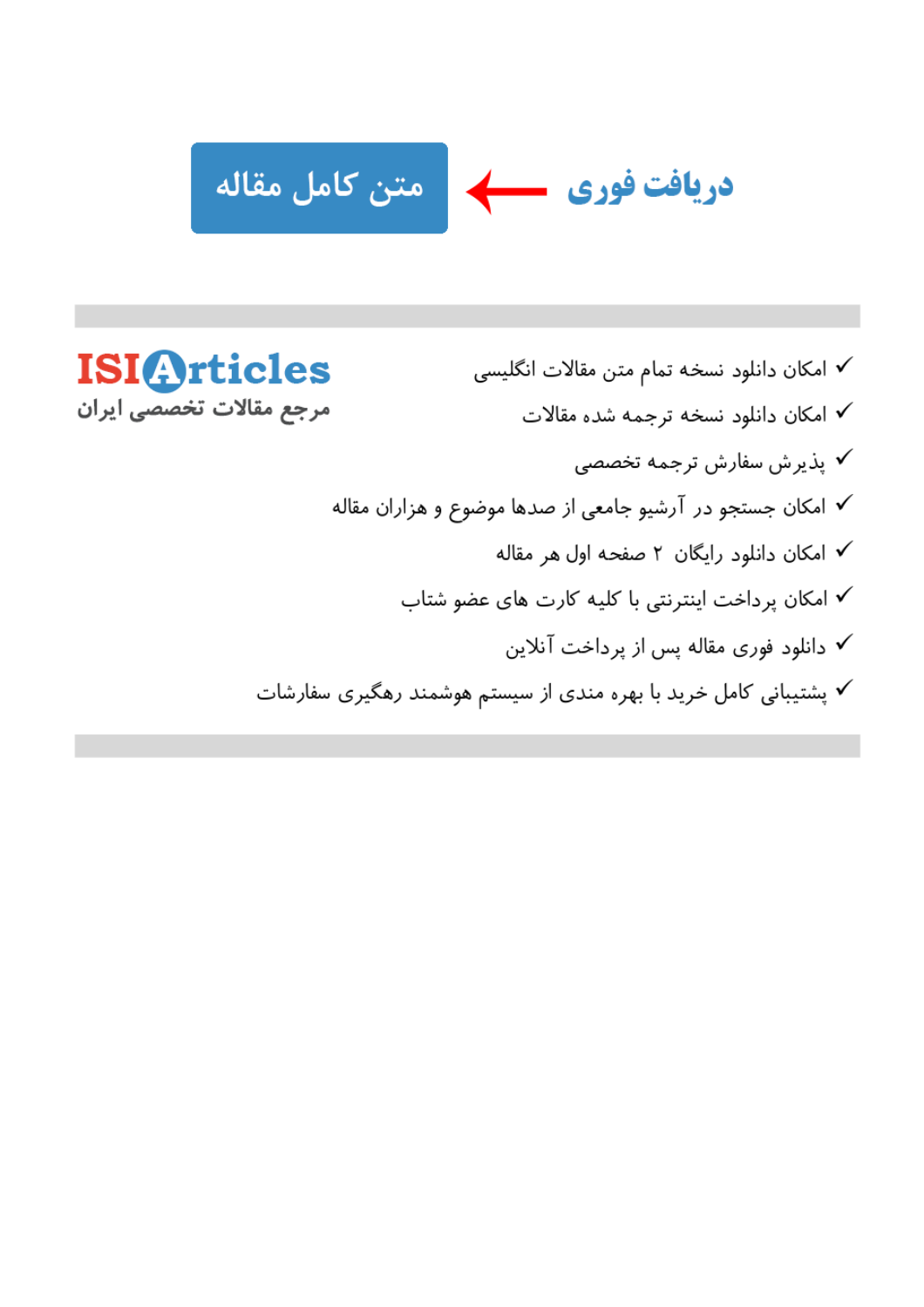دریافت فوری ← متن کامل مقاله

ISIArticles
مرجع مقالات تخصصی ایران

- ✓ امکان دانلود نسخه تمام متن مقالات انگلیسی
- ✓ امکان دانلود نسخه ترجمه شده مقالات
- ✓ پذیرش سفارش ترجمه تخصصی
- ✓ امکان جستجو در آرشیو جامعی از صدها موضوع و هزاران مقاله
- ✓ امکان دانلود رایگان ۲ صفحه اول هر مقاله
- ✓ امکان پرداخت اینترنتی با کلیه کارت های عضو شتاب
- ✓ دانلود فوری مقاله پس از پرداخت آنلاین
- ✓ پشتیبانی کامل خرید با بهره مندی از سیستم هوشمند رهگیری سفارشات